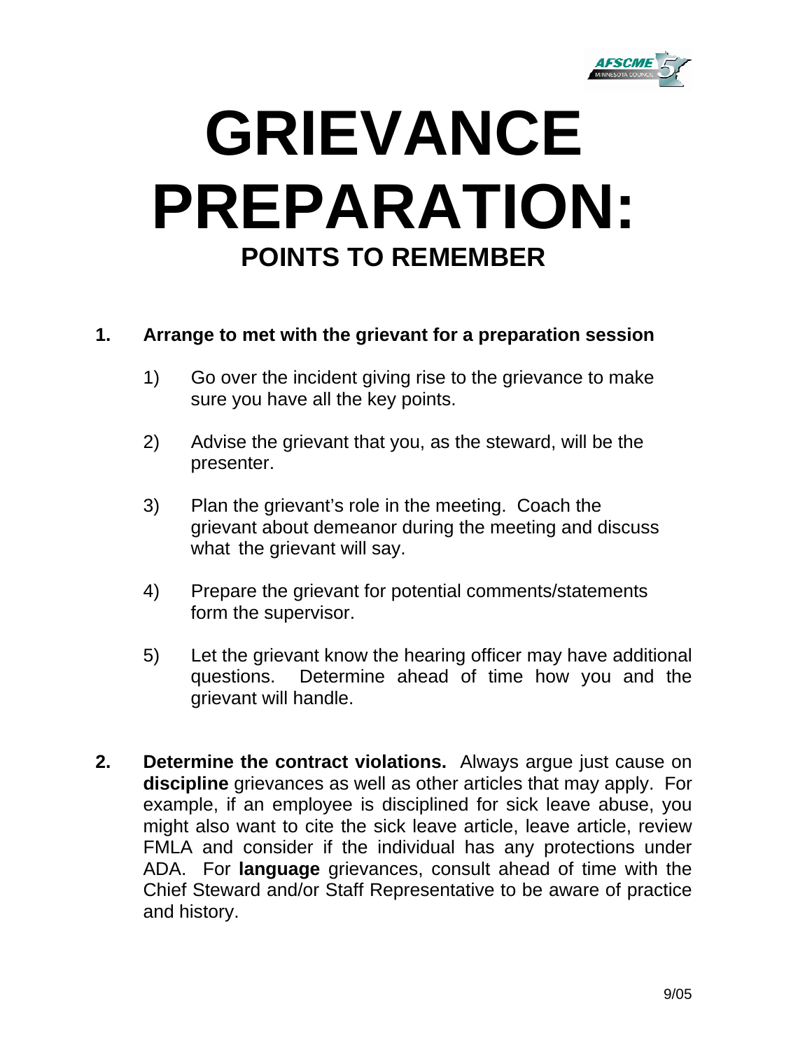# GRIEVANCE PREPARATION:

## POINTS TO REMEMBER

**1. Arrange to met with the grievant for a preparation session**

1) Go over the incident giving rise to the grievance to make sure you have all the key points.

2) Advise the grievant that you, as the steward, will be the presenter.

3) Plan the grievant's role in the meeting. Coach the grievant about demeanor during the meeting and discuss what the grievant will say.

4) Prepare the grievant for potential comments/statements form the supervisor.

5) Let the grievant know the hearing officer may have additional questions. Determine ahead of time how you and the grievant will handle.

**2. Determine the contract violations.** Always argue just cause on **discipline** grievances as well as other articles that may apply. For example, if an employee is disciplined for sick leave abuse, you might also want to cite the sick leave article, leave article, review FMLA and consider if the individual has any protections under ADA. For **language** grievances, consult ahead of time with the Chief Steward and/or Staff Representative to be aware of practice and history.

9/05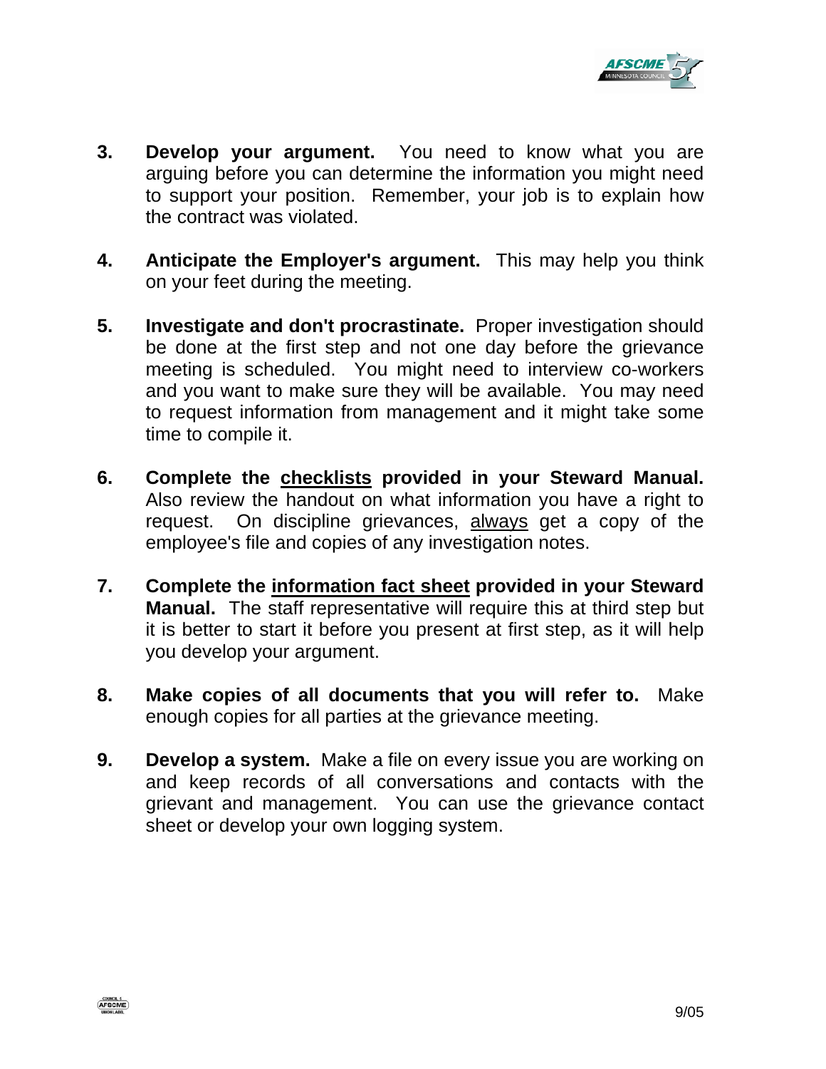3. **Develop your argument.** You need to know what you are arguing before you can determine the information you might need to support your position. Remember, your job is to explain how the contract was violated.

4. **Anticipate the Employer's argument.** This may help you think on your feet during the meeting.

5. **Investigate and don't procrastinate.** Proper investigation should be done at the first step and not one day before the grievance meeting is scheduled. You might need to interview co-workers and you want to make sure they will be available. You may need to request information from management and it might take some time to compile it.

6. **Complete the <u>checklists</u> provided in your Steward Manual.** Also review the handout on what information you have a right to request. On discipline grievances, <u>always</u> get a copy of the employee's file and copies of any investigation notes.

7. **Complete the <u>information fact sheet</u> provided in your Steward Manual.** The staff representative will require this at third step but it is better to start it before you present at first step, as it will help you develop your argument.

8. **Make copies of all documents that you will refer to.** Make enough copies for all parties at the grievance meeting.

9. **Develop a system.** Make a file on every issue you are working on and keep records of all conversations and contacts with the grievant and management. You can use the grievance contact sheet or develop your own logging system.

9/05